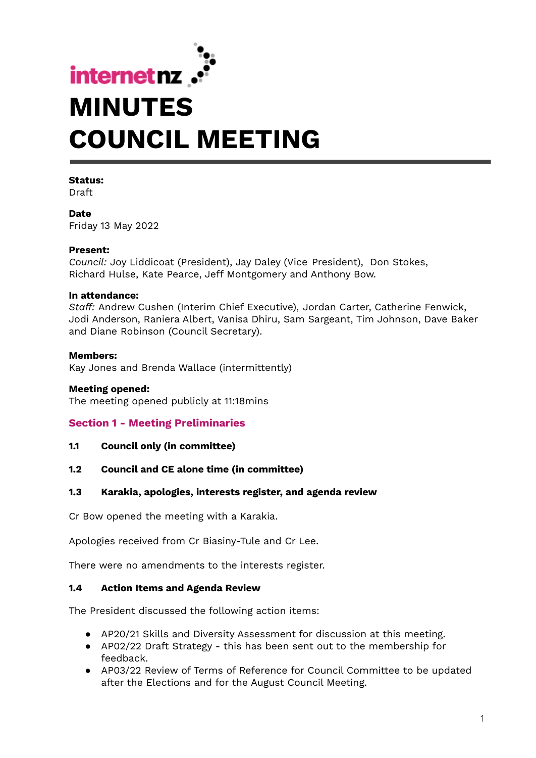internetnz

# MINUTES
# COUNCIL MEETING

**Status:**
Draft

**Date**
Friday 13 May 2022

**Present:**
*Council:* Joy Liddicoat (President), Jay Daley (Vice President), Don Stokes, Richard Hulse, Kate Pearce, Jeff Montgomery and Anthony Bow.

**In attendance:**
*Staff:* Andrew Cushen (Interim Chief Executive), Jordan Carter, Catherine Fenwick, Jodi Anderson, Raniera Albert, Vanisa Dhiru, Sam Sargeant, Tim Johnson, Dave Baker and Diane Robinson (Council Secretary).

**Members:**
Kay Jones and Brenda Wallace (intermittently)

**Meeting opened:**
The meeting opened publicly at 11:18mins

## Section 1 - Meeting Preliminaries

### 1.1 Council only (in committee)

### 1.2 Council and CE alone time (in committee)

### 1.3 Karakia, apologies, interests register, and agenda review

Cr Bow opened the meeting with a Karakia.

Apologies received from Cr Biasiny-Tule and Cr Lee.

There were no amendments to the interests register.

### 1.4 Action Items and Agenda Review

The President discussed the following action items:

- AP20/21 Skills and Diversity Assessment for discussion at this meeting.
- AP02/22 Draft Strategy - this has been sent out to the membership for feedback.
- AP03/22 Review of Terms of Reference for Council Committee to be updated after the Elections and for the August Council Meeting.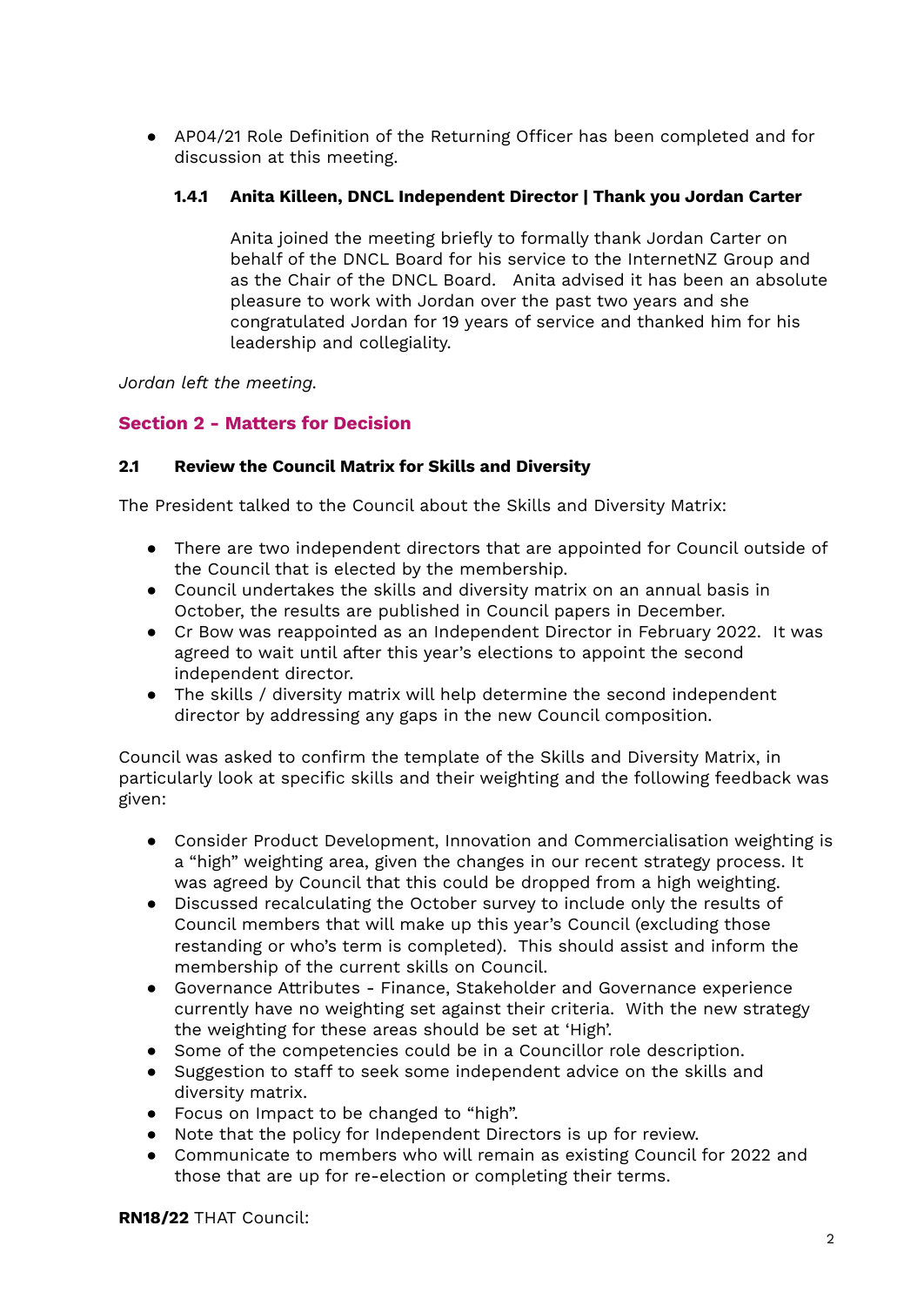- AP04/21 Role Definition of the Returning Officer has been completed and for discussion at this meeting.

#### 1.4.1 Anita Killeen, DNCL Independent Director | Thank you Jordan Carter

Anita joined the meeting briefly to formally thank Jordan Carter on behalf of the DNCL Board for his service to the InternetNZ Group and as the Chair of the DNCL Board. Anita advised it has been an absolute pleasure to work with Jordan over the past two years and she congratulated Jordan for 19 years of service and thanked him for his leadership and collegiality.

*Jordan left the meeting.*

## Section 2 - Matters for Decision

### 2.1 Review the Council Matrix for Skills and Diversity

The President talked to the Council about the Skills and Diversity Matrix:

- There are two independent directors that are appointed for Council outside of the Council that is elected by the membership.
- Council undertakes the skills and diversity matrix on an annual basis in October, the results are published in Council papers in December.
- Cr Bow was reappointed as an Independent Director in February 2022. It was agreed to wait until after this year's elections to appoint the second independent director.
- The skills / diversity matrix will help determine the second independent director by addressing any gaps in the new Council composition.

Council was asked to confirm the template of the Skills and Diversity Matrix, in particularly look at specific skills and their weighting and the following feedback was given:

- Consider Product Development, Innovation and Commercialisation weighting is a "high" weighting area, given the changes in our recent strategy process. It was agreed by Council that this could be dropped from a high weighting.
- Discussed recalculating the October survey to include only the results of Council members that will make up this year's Council (excluding those restanding or who's term is completed). This should assist and inform the membership of the current skills on Council.
- Governance Attributes - Finance, Stakeholder and Governance experience currently have no weighting set against their criteria. With the new strategy the weighting for these areas should be set at 'High'.
- Some of the competencies could be in a Councillor role description.
- Suggestion to staff to seek some independent advice on the skills and diversity matrix.
- Focus on Impact to be changed to "high".
- Note that the policy for Independent Directors is up for review.
- Communicate to members who will remain as existing Council for 2022 and those that are up for re-election or completing their terms.

**RN18/22** THAT Council: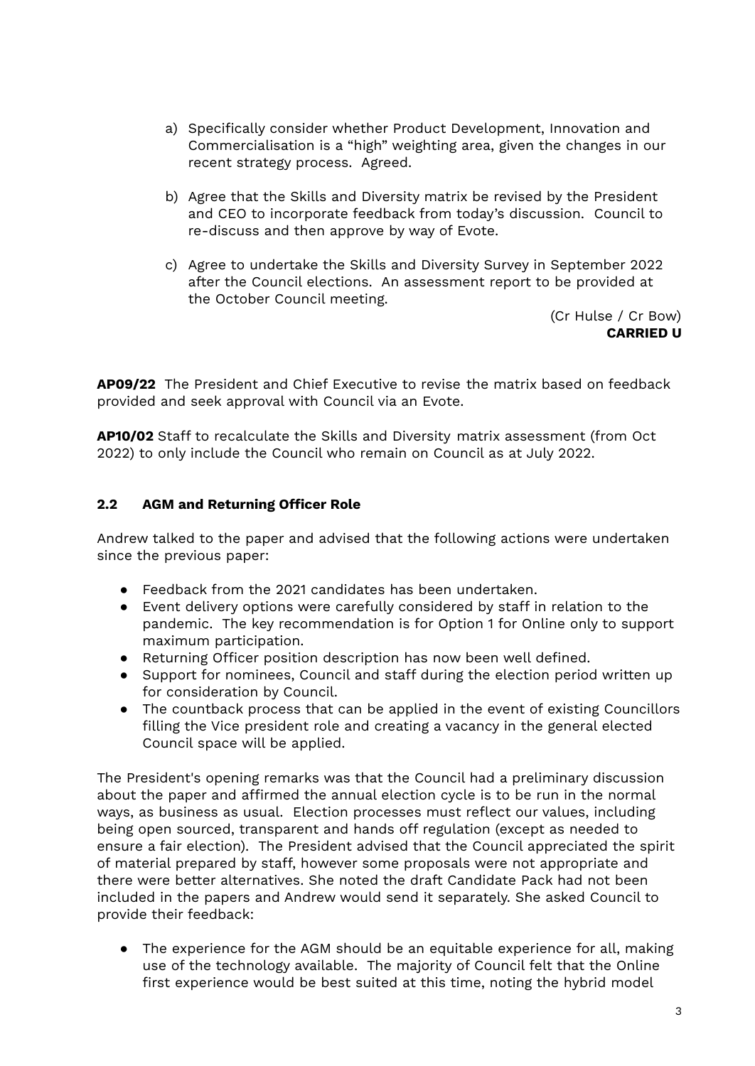a) Specifically consider whether Product Development, Innovation and Commercialisation is a "high" weighting area, given the changes in our recent strategy process. Agreed.

b) Agree that the Skills and Diversity matrix be revised by the President and CEO to incorporate feedback from today's discussion. Council to re-discuss and then approve by way of Evote.

c) Agree to undertake the Skills and Diversity Survey in September 2022 after the Council elections. An assessment report to be provided at the October Council meeting.

(Cr Hulse / Cr Bow)
**CARRIED U**

**AP09/22** The President and Chief Executive to revise the matrix based on feedback provided and seek approval with Council via an Evote.

**AP10/02** Staff to recalculate the Skills and Diversity matrix assessment (from Oct 2022) to only include the Council who remain on Council as at July 2022.

### 2.2 AGM and Returning Officer Role

Andrew talked to the paper and advised that the following actions were undertaken since the previous paper:

- Feedback from the 2021 candidates has been undertaken.
- Event delivery options were carefully considered by staff in relation to the pandemic. The key recommendation is for Option 1 for Online only to support maximum participation.
- Returning Officer position description has now been well defined.
- Support for nominees, Council and staff during the election period written up for consideration by Council.
- The countback process that can be applied in the event of existing Councillors filling the Vice president role and creating a vacancy in the general elected Council space will be applied.

The President's opening remarks was that the Council had a preliminary discussion about the paper and affirmed the annual election cycle is to be run in the normal ways, as business as usual. Election processes must reflect our values, including being open sourced, transparent and hands off regulation (except as needed to ensure a fair election). The President advised that the Council appreciated the spirit of material prepared by staff, however some proposals were not appropriate and there were better alternatives. She noted the draft Candidate Pack had not been included in the papers and Andrew would send it separately. She asked Council to provide their feedback:

- The experience for the AGM should be an equitable experience for all, making use of the technology available. The majority of Council felt that the Online first experience would be best suited at this time, noting the hybrid model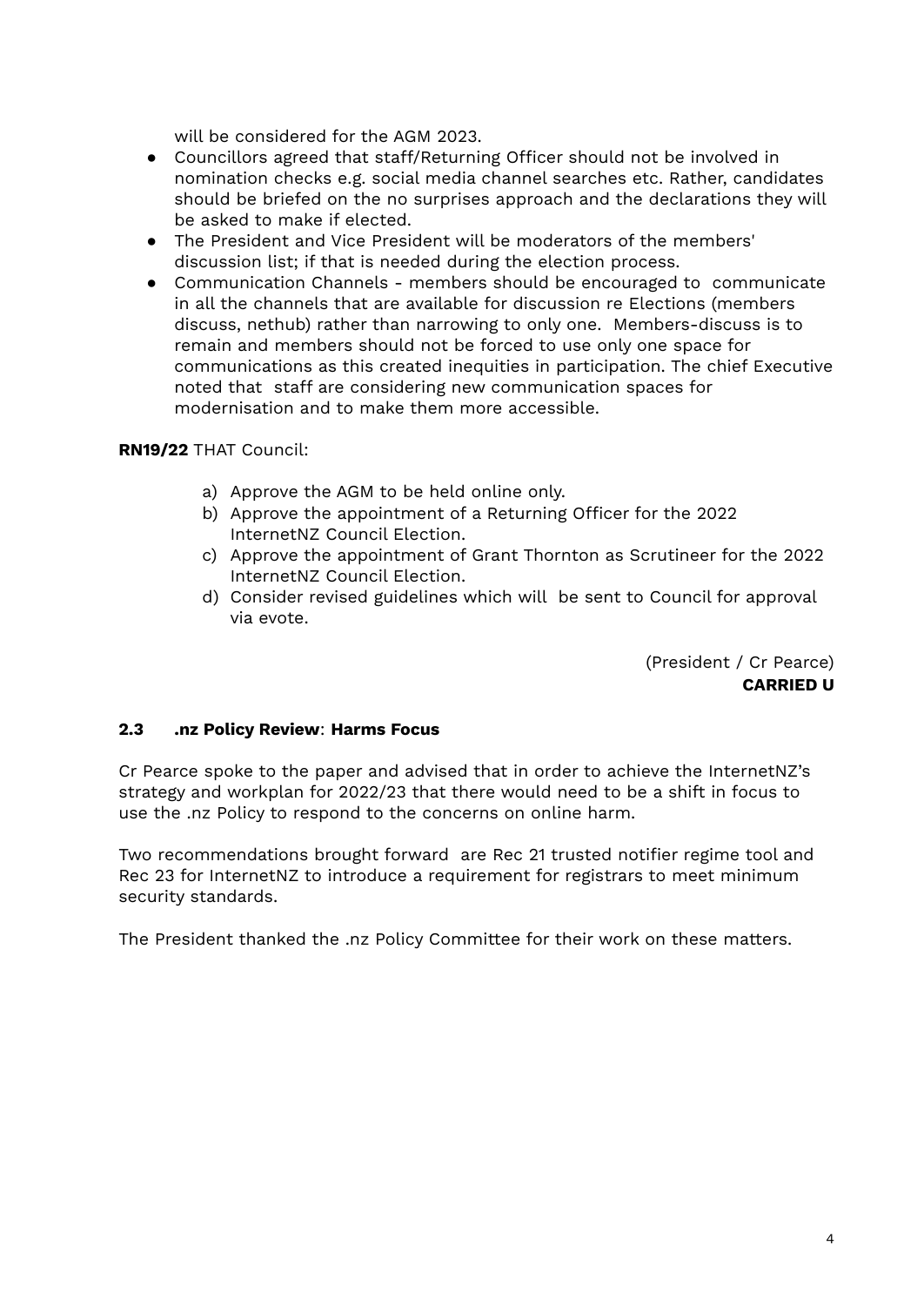will be considered for the AGM 2023.

- Councillors agreed that staff/Returning Officer should not be involved in nomination checks e.g. social media channel searches etc. Rather, candidates should be briefed on the no surprises approach and the declarations they will be asked to make if elected.
- The President and Vice President will be moderators of the members' discussion list; if that is needed during the election process.
- Communication Channels - members should be encouraged to communicate in all the channels that are available for discussion re Elections (members discuss, nethub) rather than narrowing to only one. Members-discuss is to remain and members should not be forced to use only one space for communications as this created inequities in participation. The chief Executive noted that staff are considering new communication spaces for modernisation and to make them more accessible.

**RN19/22** THAT Council:

a) Approve the AGM to be held online only.
b) Approve the appointment of a Returning Officer for the 2022 InternetNZ Council Election.
c) Approve the appointment of Grant Thornton as Scrutineer for the 2022 InternetNZ Council Election.
d) Consider revised guidelines which will be sent to Council for approval via evote.

(President / Cr Pearce)
**CARRIED U**

### 2.3 .nz Policy Review: Harms Focus

Cr Pearce spoke to the paper and advised that in order to achieve the InternetNZ's strategy and workplan for 2022/23 that there would need to be a shift in focus to use the .nz Policy to respond to the concerns on online harm.

Two recommendations brought forward are Rec 21 trusted notifier regime tool and Rec 23 for InternetNZ to introduce a requirement for registrars to meet minimum security standards.

The President thanked the .nz Policy Committee for their work on these matters.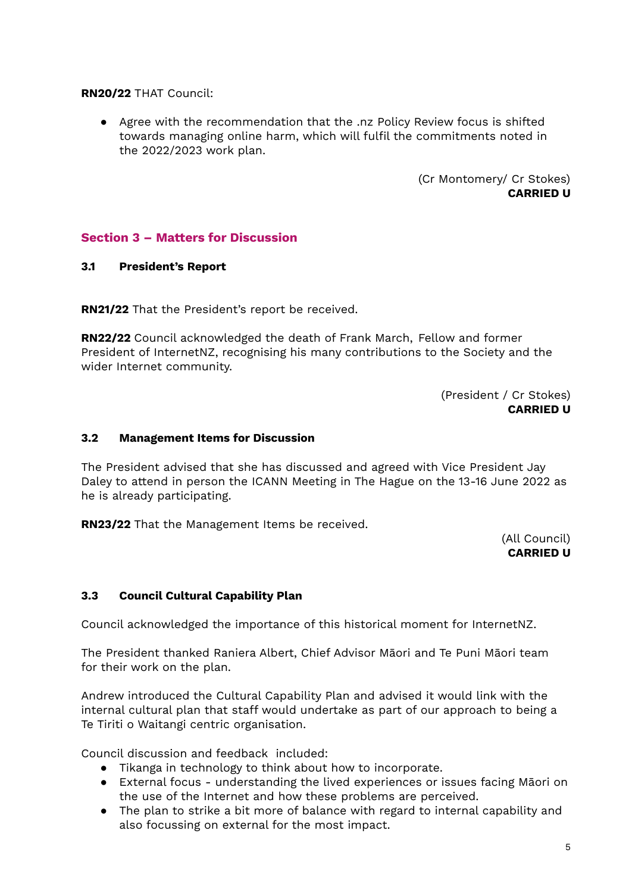**RN20/22** THAT Council:

- Agree with the recommendation that the .nz Policy Review focus is shifted towards managing online harm, which will fulfil the commitments noted in the 2022/2023 work plan.

(Cr Montomery/ Cr Stokes)
**CARRIED U**

## Section 3 – Matters for Discussion

### 3.1 President's Report

**RN21/22** That the President's report be received.

**RN22/22** Council acknowledged the death of Frank March, Fellow and former President of InternetNZ, recognising his many contributions to the Society and the wider Internet community.

(President / Cr Stokes)
**CARRIED U**

### 3.2 Management Items for Discussion

The President advised that she has discussed and agreed with Vice President Jay Daley to attend in person the ICANN Meeting in The Hague on the 13-16 June 2022 as he is already participating.

**RN23/22** That the Management Items be received.

(All Council)
**CARRIED U**

### 3.3 Council Cultural Capability Plan

Council acknowledged the importance of this historical moment for InternetNZ.

The President thanked Raniera Albert, Chief Advisor Māori and Te Puni Māori team for their work on the plan.

Andrew introduced the Cultural Capability Plan and advised it would link with the internal cultural plan that staff would undertake as part of our approach to being a Te Tiriti o Waitangi centric organisation.

Council discussion and feedback included:

- Tikanga in technology to think about how to incorporate.
- External focus - understanding the lived experiences or issues facing Māori on the use of the Internet and how these problems are perceived.
- The plan to strike a bit more of balance with regard to internal capability and also focussing on external for the most impact.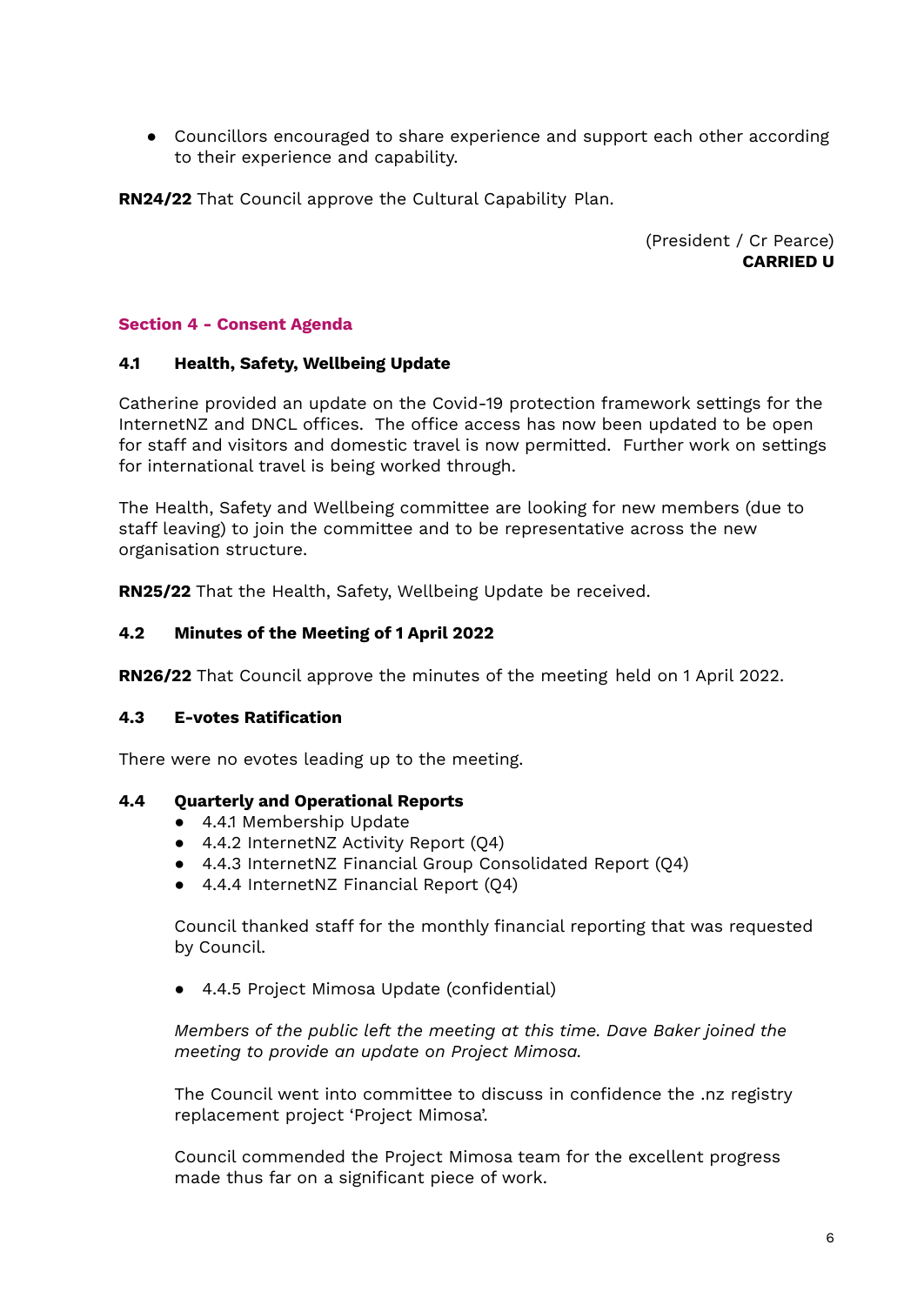- Councillors encouraged to share experience and support each other according to their experience and capability.

**RN24/22** That Council approve the Cultural Capability Plan.

(President / Cr Pearce)
**CARRIED U**

## Section 4 - Consent Agenda

### 4.1 Health, Safety, Wellbeing Update

Catherine provided an update on the Covid-19 protection framework settings for the InternetNZ and DNCL offices. The office access has now been updated to be open for staff and visitors and domestic travel is now permitted. Further work on settings for international travel is being worked through.

The Health, Safety and Wellbeing committee are looking for new members (due to staff leaving) to join the committee and to be representative across the new organisation structure.

**RN25/22** That the Health, Safety, Wellbeing Update be received.

### 4.2 Minutes of the Meeting of 1 April 2022

**RN26/22** That Council approve the minutes of the meeting held on 1 April 2022.

### 4.3 E-votes Ratification

There were no evotes leading up to the meeting.

### 4.4 Quarterly and Operational Reports

- 4.4.1 Membership Update
- 4.4.2 InternetNZ Activity Report (Q4)
- 4.4.3 InternetNZ Financial Group Consolidated Report (Q4)
- 4.4.4 InternetNZ Financial Report (Q4)

Council thanked staff for the monthly financial reporting that was requested by Council.

- 4.4.5 Project Mimosa Update (confidential)

*Members of the public left the meeting at this time. Dave Baker joined the meeting to provide an update on Project Mimosa.*

The Council went into committee to discuss in confidence the .nz registry replacement project 'Project Mimosa'.

Council commended the Project Mimosa team for the excellent progress made thus far on a significant piece of work.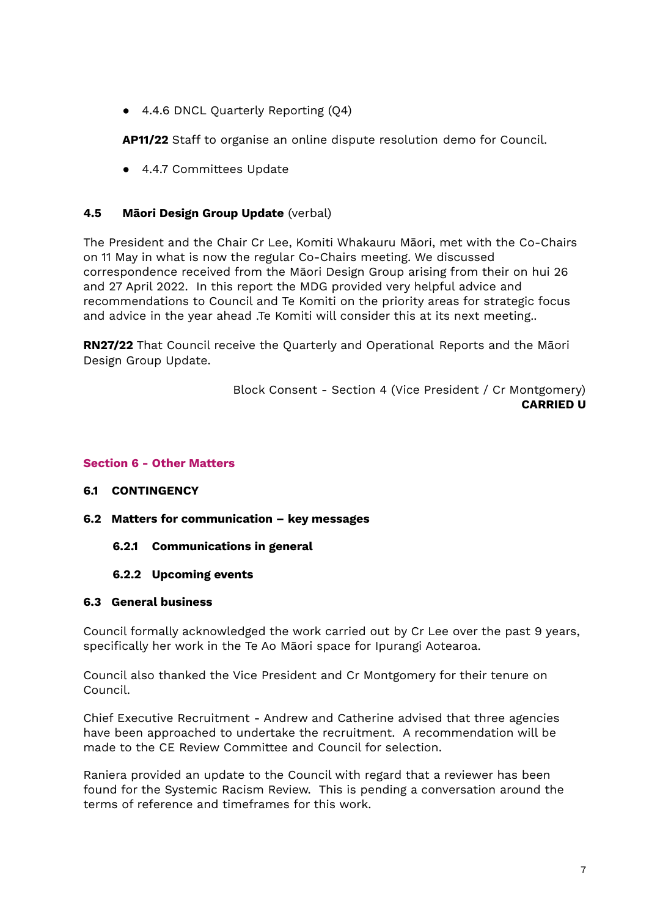- 4.4.6 DNCL Quarterly Reporting (Q4)

**AP11/22** Staff to organise an online dispute resolution demo for Council.

- 4.4.7 Committees Update

### 4.5 Māori Design Group Update (verbal)

The President and the Chair Cr Lee, Komiti Whakauru Māori, met with the Co-Chairs on 11 May in what is now the regular Co-Chairs meeting. We discussed correspondence received from the Māori Design Group arising from their on hui 26 and 27 April 2022. In this report the MDG provided very helpful advice and recommendations to Council and Te Komiti on the priority areas for strategic focus and advice in the year ahead .Te Komiti will consider this at its next meeting..

**RN27/22** That Council receive the Quarterly and Operational Reports and the Māori Design Group Update.

Block Consent - Section 4 (Vice President / Cr Montgomery)
**CARRIED U**

## Section 6 - Other Matters

### 6.1 CONTINGENCY

### 6.2 Matters for communication – key messages

#### 6.2.1 Communications in general

#### 6.2.2 Upcoming events

### 6.3 General business

Council formally acknowledged the work carried out by Cr Lee over the past 9 years, specifically her work in the Te Ao Māori space for Ipurangi Aotearoa.

Council also thanked the Vice President and Cr Montgomery for their tenure on Council.

Chief Executive Recruitment - Andrew and Catherine advised that three agencies have been approached to undertake the recruitment. A recommendation will be made to the CE Review Committee and Council for selection.

Raniera provided an update to the Council with regard that a reviewer has been found for the Systemic Racism Review. This is pending a conversation around the terms of reference and timeframes for this work.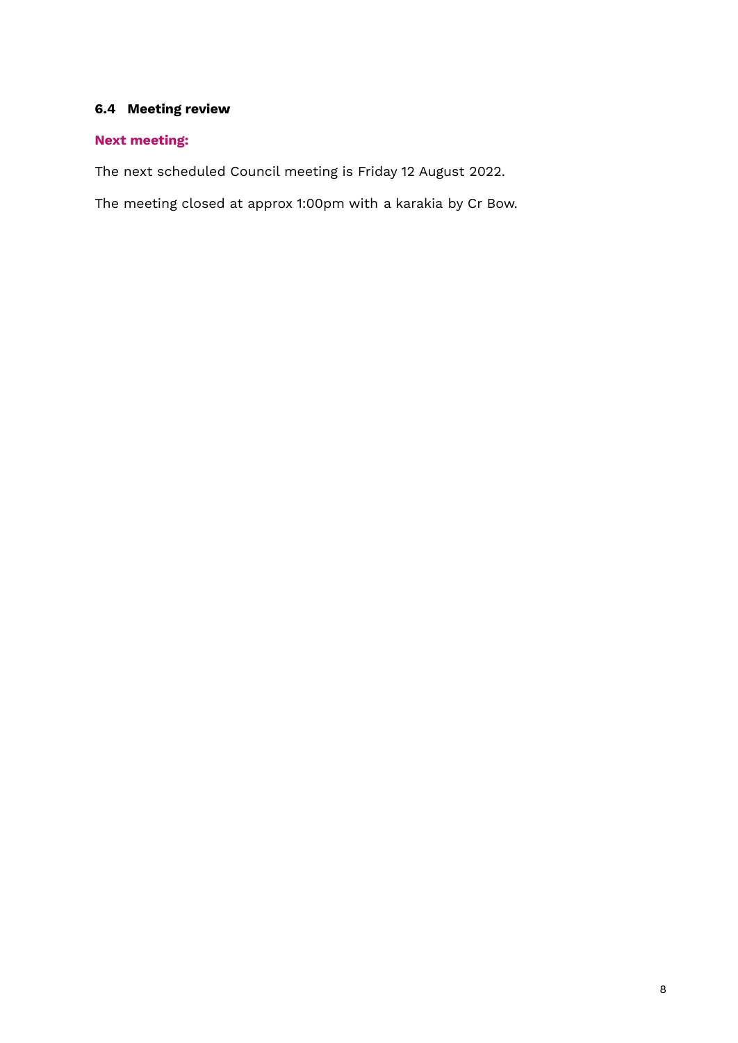### 6.4 Meeting review

**Next meeting:**

The next scheduled Council meeting is Friday 12 August 2022.

The meeting closed at approx 1:00pm with a karakia by Cr Bow.